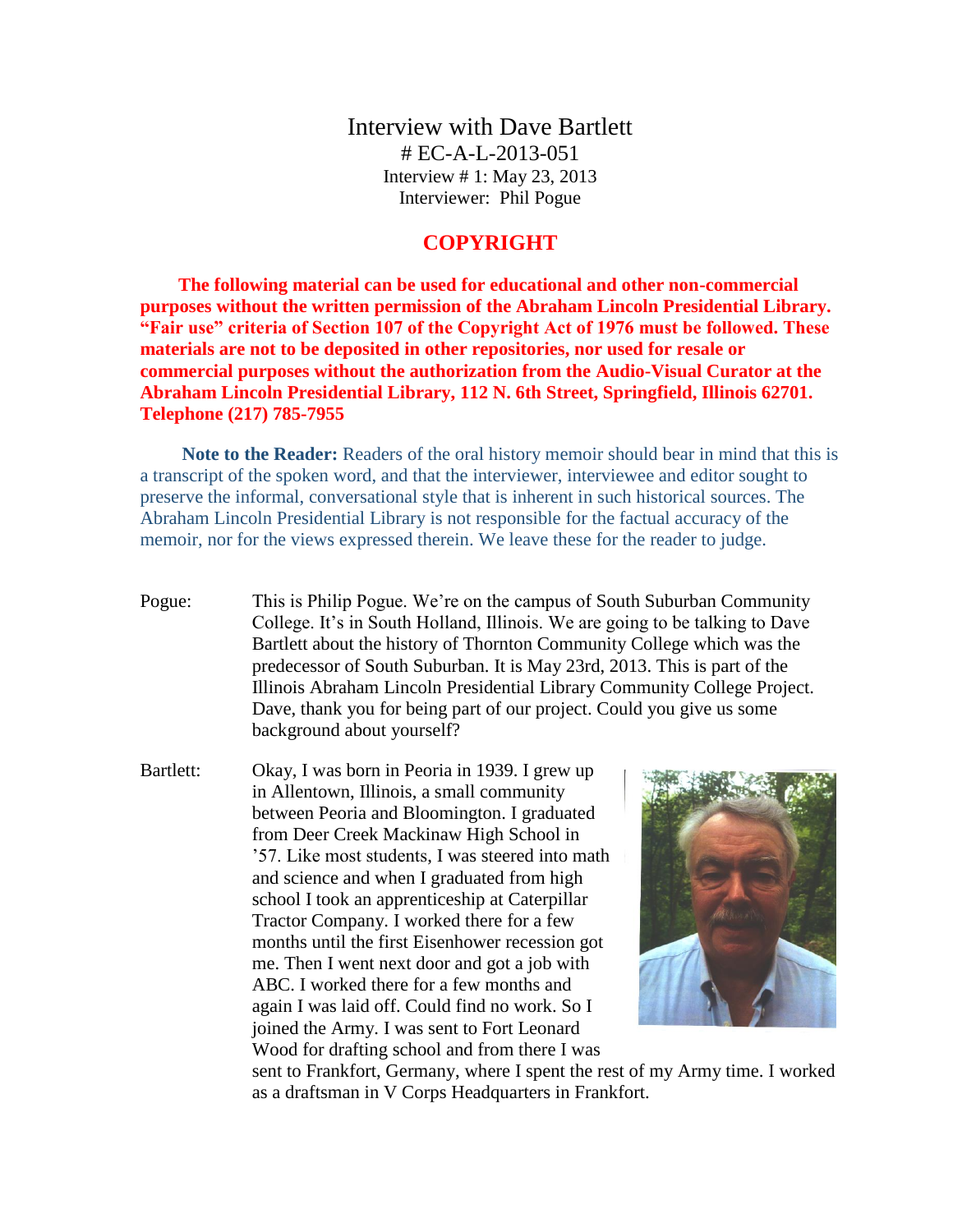# Interview with Dave Bartlett

# EC-A-L-2013-051

Interview # 1: May 23, 2013

Interviewer: Phil Pogue

## COPYRIGHT

**The following material can be used for educational and other non-commercial purposes without the written permission of the Abraham Lincoln Presidential Library. "Fair use" criteria of Section 107 of the Copyright Act of 1976 must be followed. These materials are not to be deposited in other repositories, nor used for resale or commercial purposes without the authorization from the Audio-Visual Curator at the Abraham Lincoln Presidential Library, 112 N. 6th Street, Springfield, Illinois 62701. Telephone (217) 785-7955**

**Note to the Reader:** Readers of the oral history memoir should bear in mind that this is a transcript of the spoken word, and that the interviewer, interviewee and editor sought to preserve the informal, conversational style that is inherent in such historical sources. The Abraham Lincoln Presidential Library is not responsible for the factual accuracy of the memoir, nor for the views expressed therein. We leave these for the reader to judge.

Pogue: This is Philip Pogue. We're on the campus of South Suburban Community College. It's in South Holland, Illinois. We are going to be talking to Dave Bartlett about the history of Thornton Community College which was the predecessor of South Suburban. It is May 23rd, 2013. This is part of the Illinois Abraham Lincoln Presidential Library Community College Project. Dave, thank you for being part of our project. Could you give us some background about yourself?

Bartlett: Okay, I was born in Peoria in 1939. I grew up in Allentown, Illinois, a small community between Peoria and Bloomington. I graduated from Deer Creek Mackinaw High School in '57. Like most students, I was steered into math and science and when I graduated from high school I took an apprenticeship at Caterpillar Tractor Company. I worked there for a few months until the first Eisenhower recession got me. Then I went next door and got a job with ABC. I worked there for a few months and again I was laid off. Could find no work. So I joined the Army. I was sent to Fort Leonard Wood for drafting school and from there I was sent to Frankfort, Germany, where I spent the rest of my Army time. I worked as a draftsman in V Corps Headquarters in Frankfort.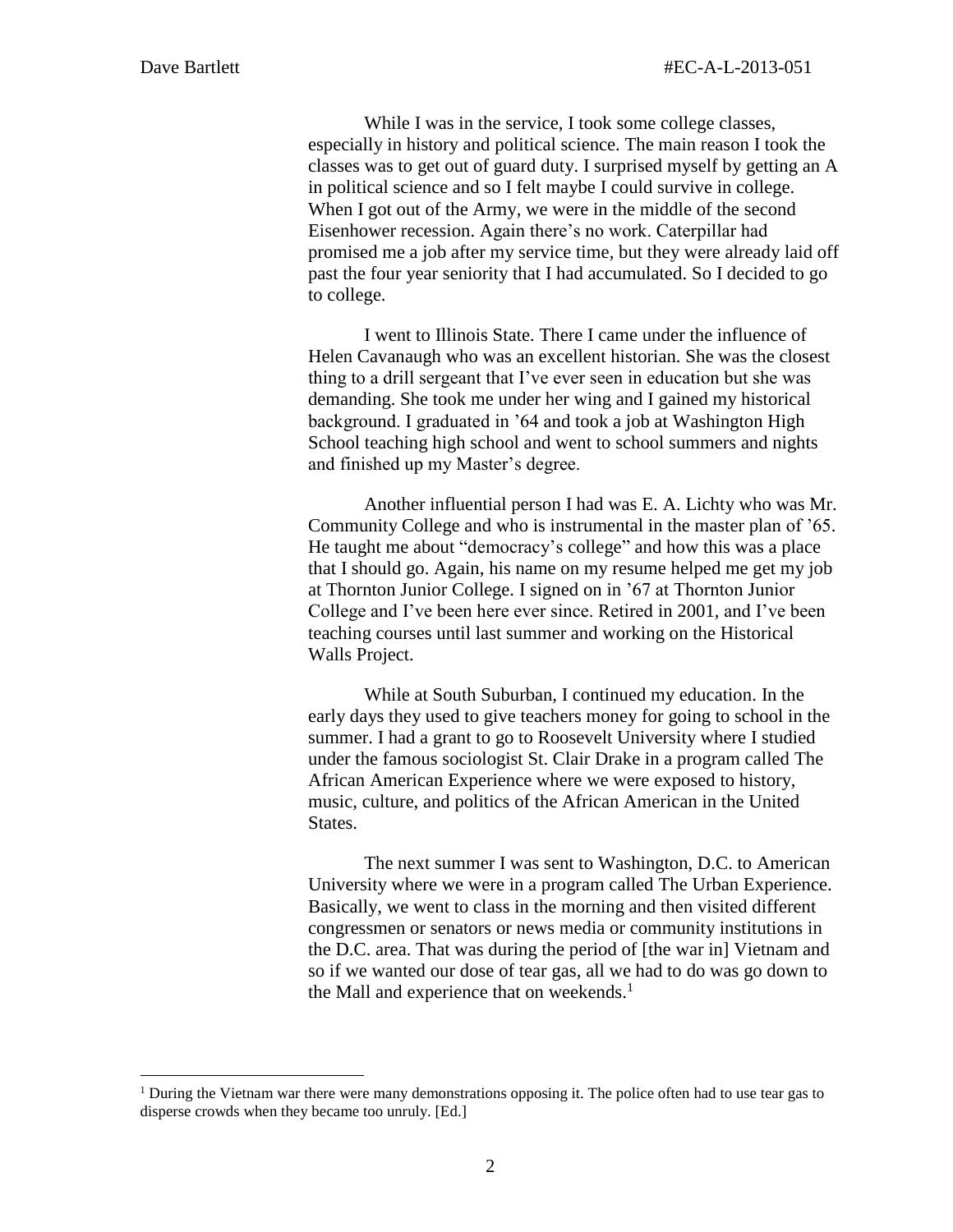While I was in the service, I took some college classes, especially in history and political science. The main reason I took the classes was to get out of guard duty. I surprised myself by getting an A in political science and so I felt maybe I could survive in college. When I got out of the Army, we were in the middle of the second Eisenhower recession. Again there's no work. Caterpillar had promised me a job after my service time, but they were already laid off past the four year seniority that I had accumulated. So I decided to go to college.

I went to Illinois State. There I came under the influence of Helen Cavanaugh who was an excellent historian. She was the closest thing to a drill sergeant that I've ever seen in education but she was demanding. She took me under her wing and I gained my historical background. I graduated in '64 and took a job at Washington High School teaching high school and went to school summers and nights and finished up my Master's degree.

Another influential person I had was E. A. Lichty who was Mr. Community College and who is instrumental in the master plan of '65. He taught me about "democracy's college" and how this was a place that I should go. Again, his name on my resume helped me get my job at Thornton Junior College. I signed on in '67 at Thornton Junior College and I've been here ever since. Retired in 2001, and I've been teaching courses until last summer and working on the Historical Walls Project.

While at South Suburban, I continued my education. In the early days they used to give teachers money for going to school in the summer. I had a grant to go to Roosevelt University where I studied under the famous sociologist St. Clair Drake in a program called The African American Experience where we were exposed to history, music, culture, and politics of the African American in the United States.

The next summer I was sent to Washington, D.C. to American University where we were in a program called The Urban Experience. Basically, we went to class in the morning and then visited different congressmen or senators or news media or community institutions in the D.C. area. That was during the period of [the war in] Vietnam and so if we wanted our dose of tear gas, all we had to do was go down to the Mall and experience that on weekends.[1]

---

[1] During the Vietnam war there were many demonstrations opposing it. The police often had to use tear gas to disperse crowds when they became too unruly. [Ed.]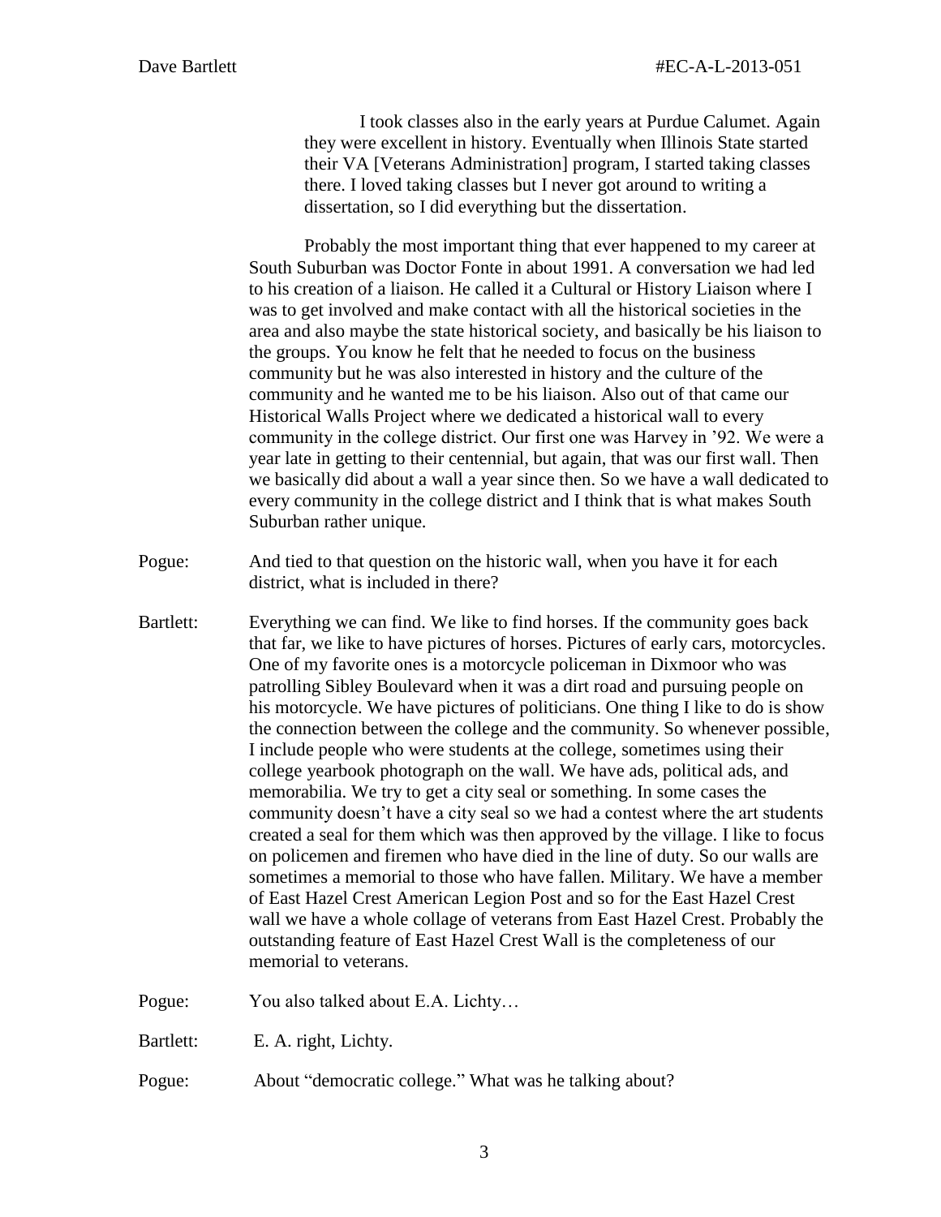I took classes also in the early years at Purdue Calumet. Again they were excellent in history. Eventually when Illinois State started their VA [Veterans Administration] program, I started taking classes there. I loved taking classes but I never got around to writing a dissertation, so I did everything but the dissertation.

Probably the most important thing that ever happened to my career at South Suburban was Doctor Fonte in about 1991. A conversation we had led to his creation of a liaison. He called it a Cultural or History Liaison where I was to get involved and make contact with all the historical societies in the area and also maybe the state historical society, and basically be his liaison to the groups. You know he felt that he needed to focus on the business community but he was also interested in history and the culture of the community and he wanted me to be his liaison. Also out of that came our Historical Walls Project where we dedicated a historical wall to every community in the college district. Our first one was Harvey in '92. We were a year late in getting to their centennial, but again, that was our first wall. Then we basically did about a wall a year since then. So we have a wall dedicated to every community in the college district and I think that is what makes South Suburban rather unique.

Pogue: And tied to that question on the historic wall, when you have it for each district, what is included in there?

Bartlett: Everything we can find. We like to find horses. If the community goes back that far, we like to have pictures of horses. Pictures of early cars, motorcycles. One of my favorite ones is a motorcycle policeman in Dixmoor who was patrolling Sibley Boulevard when it was a dirt road and pursuing people on his motorcycle. We have pictures of politicians. One thing I like to do is show the connection between the college and the community. So whenever possible, I include people who were students at the college, sometimes using their college yearbook photograph on the wall. We have ads, political ads, and memorabilia. We try to get a city seal or something. In some cases the community doesn't have a city seal so we had a contest where the art students created a seal for them which was then approved by the village. I like to focus on policemen and firemen who have died in the line of duty. So our walls are sometimes a memorial to those who have fallen. Military. We have a member of East Hazel Crest American Legion Post and so for the East Hazel Crest wall we have a whole collage of veterans from East Hazel Crest. Probably the outstanding feature of East Hazel Crest Wall is the completeness of our memorial to veterans.

Pogue: You also talked about E.A. Lichty…

Bartlett: E. A. right, Lichty.

Pogue: About "democratic college." What was he talking about?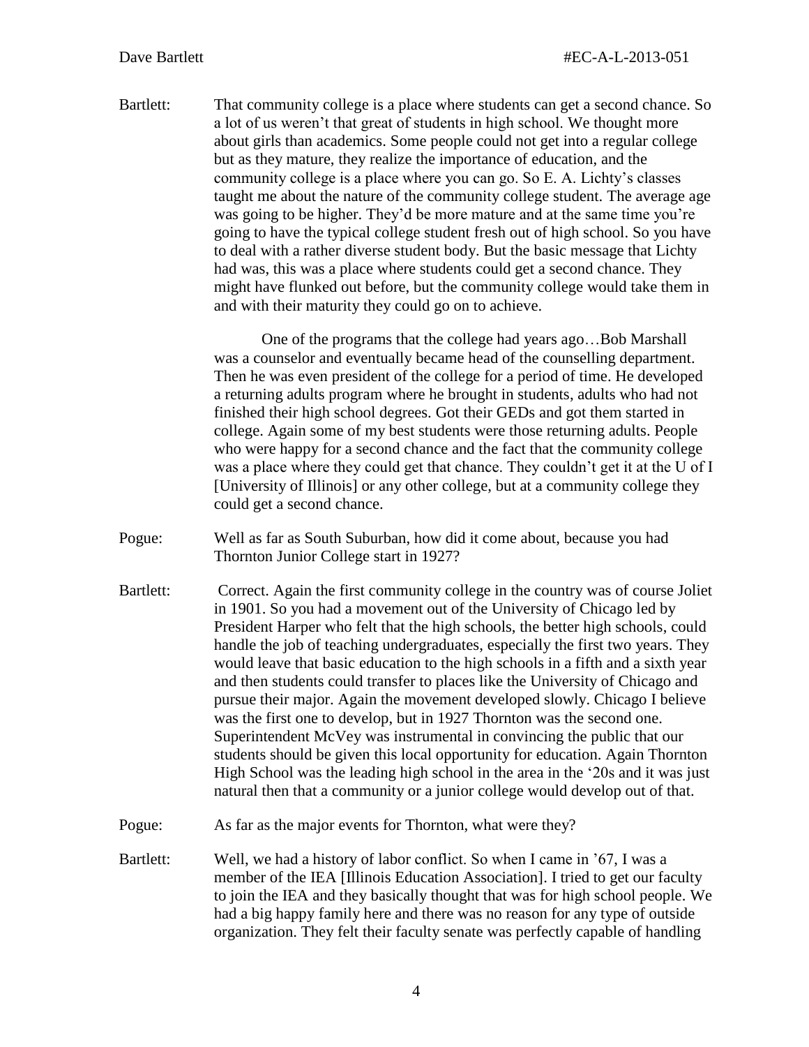Bartlett: That community college is a place where students can get a second chance. So a lot of us weren't that great of students in high school. We thought more about girls than academics. Some people could not get into a regular college but as they mature, they realize the importance of education, and the community college is a place where you can go. So E. A. Lichty's classes taught me about the nature of the community college student. The average age was going to be higher. They'd be more mature and at the same time you're going to have the typical college student fresh out of high school. So you have to deal with a rather diverse student body. But the basic message that Lichty had was, this was a place where students could get a second chance. They might have flunked out before, but the community college would take them in and with their maturity they could go on to achieve.

One of the programs that the college had years ago…Bob Marshall was a counselor and eventually became head of the counselling department. Then he was even president of the college for a period of time. He developed a returning adults program where he brought in students, adults who had not finished their high school degrees. Got their GEDs and got them started in college. Again some of my best students were those returning adults. People who were happy for a second chance and the fact that the community college was a place where they could get that chance. They couldn't get it at the U of I [University of Illinois] or any other college, but at a community college they could get a second chance.

Pogue: Well as far as South Suburban, how did it come about, because you had Thornton Junior College start in 1927?

Bartlett: Correct. Again the first community college in the country was of course Joliet in 1901. So you had a movement out of the University of Chicago led by President Harper who felt that the high schools, the better high schools, could handle the job of teaching undergraduates, especially the first two years. They would leave that basic education to the high schools in a fifth and a sixth year and then students could transfer to places like the University of Chicago and pursue their major. Again the movement developed slowly. Chicago I believe was the first one to develop, but in 1927 Thornton was the second one. Superintendent McVey was instrumental in convincing the public that our students should be given this local opportunity for education. Again Thornton High School was the leading high school in the area in the '20s and it was just natural then that a community or a junior college would develop out of that.

Pogue: As far as the major events for Thornton, what were they?

Bartlett: Well, we had a history of labor conflict. So when I came in '67, I was a member of the IEA [Illinois Education Association]. I tried to get our faculty to join the IEA and they basically thought that was for high school people. We had a big happy family here and there was no reason for any type of outside organization. They felt their faculty senate was perfectly capable of handling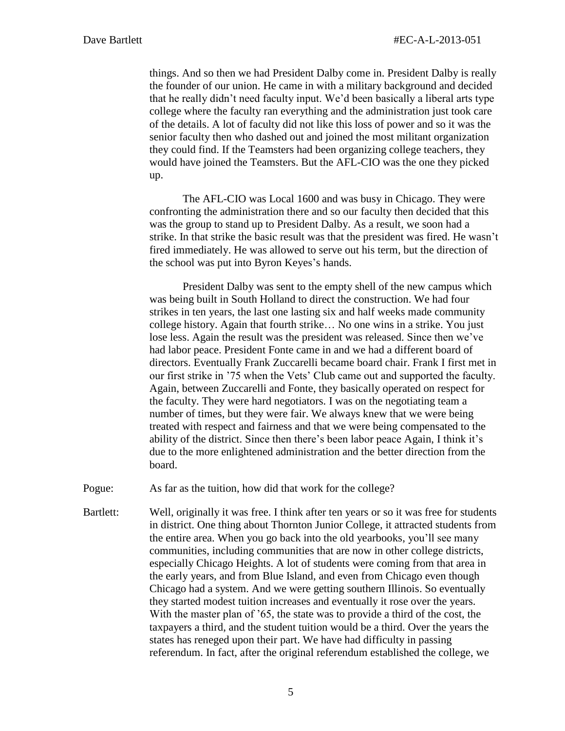things. And so then we had President Dalby come in. President Dalby is really the founder of our union. He came in with a military background and decided that he really didn't need faculty input. We'd been basically a liberal arts type college where the faculty ran everything and the administration just took care of the details. A lot of faculty did not like this loss of power and so it was the senior faculty then who dashed out and joined the most militant organization they could find. If the Teamsters had been organizing college teachers, they would have joined the Teamsters. But the AFL-CIO was the one they picked up.

The AFL-CIO was Local 1600 and was busy in Chicago. They were confronting the administration there and so our faculty then decided that this was the group to stand up to President Dalby. As a result, we soon had a strike. In that strike the basic result was that the president was fired. He wasn't fired immediately. He was allowed to serve out his term, but the direction of the school was put into Byron Keyes's hands.

President Dalby was sent to the empty shell of the new campus which was being built in South Holland to direct the construction. We had four strikes in ten years, the last one lasting six and half weeks made community college history. Again that fourth strike… No one wins in a strike. You just lose less. Again the result was the president was released. Since then we've had labor peace. President Fonte came in and we had a different board of directors. Eventually Frank Zuccarelli became board chair. Frank I first met in our first strike in '75 when the Vets' Club came out and supported the faculty. Again, between Zuccarelli and Fonte, they basically operated on respect for the faculty. They were hard negotiators. I was on the negotiating team a number of times, but they were fair. We always knew that we were being treated with respect and fairness and that we were being compensated to the ability of the district. Since then there's been labor peace Again, I think it's due to the more enlightened administration and the better direction from the board.

Pogue: As far as the tuition, how did that work for the college?

Bartlett: Well, originally it was free. I think after ten years or so it was free for students in district. One thing about Thornton Junior College, it attracted students from the entire area. When you go back into the old yearbooks, you'll see many communities, including communities that are now in other college districts, especially Chicago Heights. A lot of students were coming from that area in the early years, and from Blue Island, and even from Chicago even though Chicago had a system. And we were getting southern Illinois. So eventually they started modest tuition increases and eventually it rose over the years. With the master plan of '65, the state was to provide a third of the cost, the taxpayers a third, and the student tuition would be a third. Over the years the states has reneged upon their part. We have had difficulty in passing referendum. In fact, after the original referendum established the college, we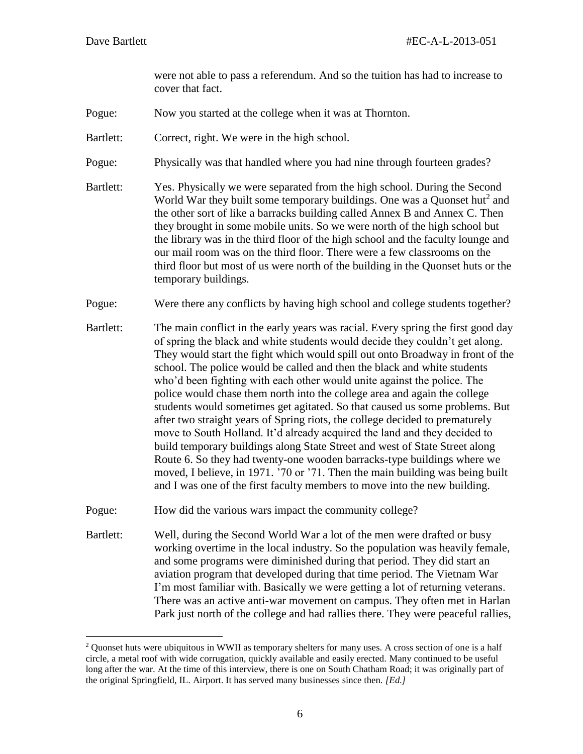were not able to pass a referendum. And so the tuition has had to increase to cover that fact.

Pogue: Now you started at the college when it was at Thornton.

Bartlett: Correct, right. We were in the high school.

Pogue: Physically was that handled where you had nine through fourteen grades?

Bartlett: Yes. Physically we were separated from the high school. During the Second World War they built some temporary buildings. One was a Quonset hut[2] and the other sort of like a barracks building called Annex B and Annex C. Then they brought in some mobile units. So we were north of the high school but the library was in the third floor of the high school and the faculty lounge and our mail room was on the third floor. There were a few classrooms on the third floor but most of us were north of the building in the Quonset huts or the temporary buildings.

Pogue: Were there any conflicts by having high school and college students together?

Bartlett: The main conflict in the early years was racial. Every spring the first good day of spring the black and white students would decide they couldn't get along. They would start the fight which would spill out onto Broadway in front of the school. The police would be called and then the black and white students who'd been fighting with each other would unite against the police. The police would chase them north into the college area and again the college students would sometimes get agitated. So that caused us some problems. But after two straight years of Spring riots, the college decided to prematurely move to South Holland. It'd already acquired the land and they decided to build temporary buildings along State Street and west of State Street along Route 6. So they had twenty-one wooden barracks-type buildings where we moved, I believe, in 1971. '70 or '71. Then the main building was being built and I was one of the first faculty members to move into the new building.

Pogue: How did the various wars impact the community college?

Bartlett: Well, during the Second World War a lot of the men were drafted or busy working overtime in the local industry. So the population was heavily female, and some programs were diminished during that period. They did start an aviation program that developed during that time period. The Vietnam War I'm most familiar with. Basically we were getting a lot of returning veterans. There was an active anti-war movement on campus. They often met in Harlan Park just north of the college and had rallies there. They were peaceful rallies,

---

[2] Quonset huts were ubiquitous in WWII as temporary shelters for many uses. A cross section of one is a half circle, a metal roof with wide corrugation, quickly available and easily erected. Many continued to be useful long after the war. At the time of this interview, there is one on South Chatham Road; it was originally part of the original Springfield, IL. Airport. It has served many businesses since then. *[Ed.]*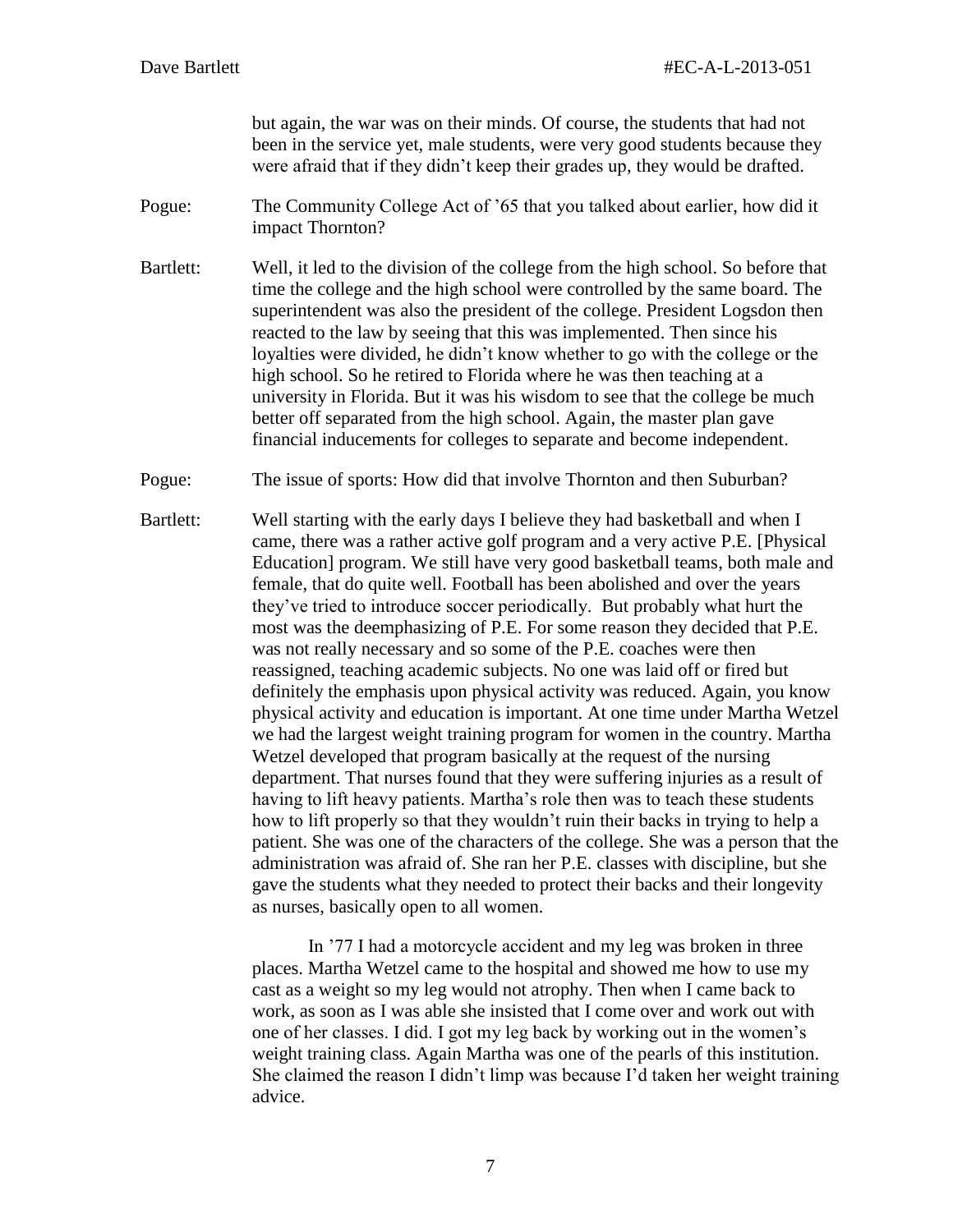but again, the war was on their minds. Of course, the students that had not been in the service yet, male students, were very good students because they were afraid that if they didn't keep their grades up, they would be drafted.

Pogue: The Community College Act of '65 that you talked about earlier, how did it impact Thornton?

Bartlett: Well, it led to the division of the college from the high school. So before that time the college and the high school were controlled by the same board. The superintendent was also the president of the college. President Logsdon then reacted to the law by seeing that this was implemented. Then since his loyalties were divided, he didn't know whether to go with the college or the high school. So he retired to Florida where he was then teaching at a university in Florida. But it was his wisdom to see that the college be much better off separated from the high school. Again, the master plan gave financial inducements for colleges to separate and become independent.

Pogue: The issue of sports: How did that involve Thornton and then Suburban?

Bartlett: Well starting with the early days I believe they had basketball and when I came, there was a rather active golf program and a very active P.E. [Physical Education] program. We still have very good basketball teams, both male and female, that do quite well. Football has been abolished and over the years they've tried to introduce soccer periodically. But probably what hurt the most was the deemphasizing of P.E. For some reason they decided that P.E. was not really necessary and so some of the P.E. coaches were then reassigned, teaching academic subjects. No one was laid off or fired but definitely the emphasis upon physical activity was reduced. Again, you know physical activity and education is important. At one time under Martha Wetzel we had the largest weight training program for women in the country. Martha Wetzel developed that program basically at the request of the nursing department. That nurses found that they were suffering injuries as a result of having to lift heavy patients. Martha's role then was to teach these students how to lift properly so that they wouldn't ruin their backs in trying to help a patient. She was one of the characters of the college. She was a person that the administration was afraid of. She ran her P.E. classes with discipline, but she gave the students what they needed to protect their backs and their longevity as nurses, basically open to all women.

In '77 I had a motorcycle accident and my leg was broken in three places. Martha Wetzel came to the hospital and showed me how to use my cast as a weight so my leg would not atrophy. Then when I came back to work, as soon as I was able she insisted that I come over and work out with one of her classes. I did. I got my leg back by working out in the women's weight training class. Again Martha was one of the pearls of this institution. She claimed the reason I didn't limp was because I'd taken her weight training advice.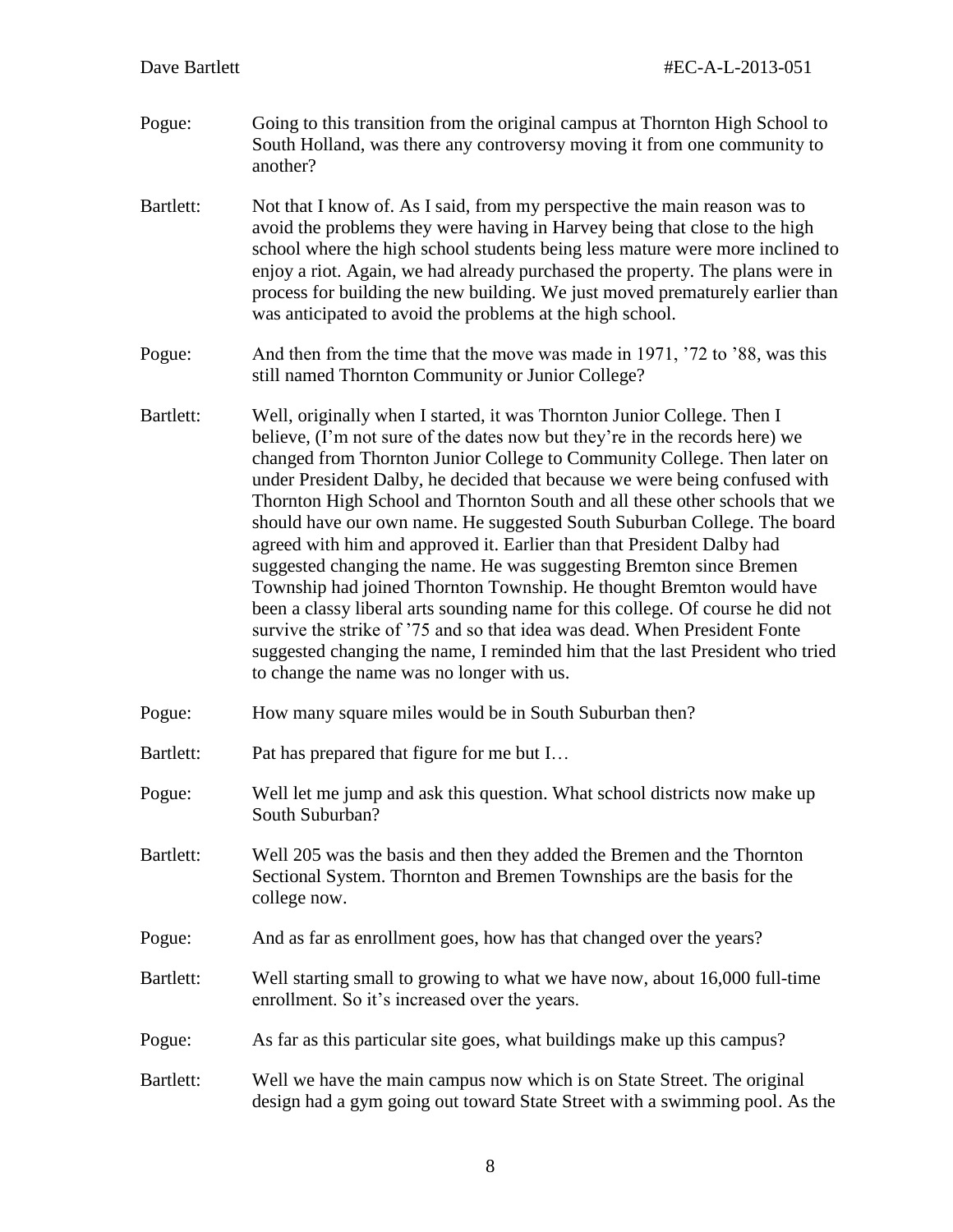Pogue: Going to this transition from the original campus at Thornton High School to South Holland, was there any controversy moving it from one community to another?

Bartlett: Not that I know of. As I said, from my perspective the main reason was to avoid the problems they were having in Harvey being that close to the high school where the high school students being less mature were more inclined to enjoy a riot. Again, we had already purchased the property. The plans were in process for building the new building. We just moved prematurely earlier than was anticipated to avoid the problems at the high school.

Pogue: And then from the time that the move was made in 1971, '72 to '88, was this still named Thornton Community or Junior College?

Bartlett: Well, originally when I started, it was Thornton Junior College. Then I believe, (I'm not sure of the dates now but they're in the records here) we changed from Thornton Junior College to Community College. Then later on under President Dalby, he decided that because we were being confused with Thornton High School and Thornton South and all these other schools that we should have our own name. He suggested South Suburban College. The board agreed with him and approved it. Earlier than that President Dalby had suggested changing the name. He was suggesting Bremton since Bremen Township had joined Thornton Township. He thought Bremton would have been a classy liberal arts sounding name for this college. Of course he did not survive the strike of '75 and so that idea was dead. When President Fonte suggested changing the name, I reminded him that the last President who tried to change the name was no longer with us.

Pogue: How many square miles would be in South Suburban then?

Bartlett: Pat has prepared that figure for me but I…

Pogue: Well let me jump and ask this question. What school districts now make up South Suburban?

Bartlett: Well 205 was the basis and then they added the Bremen and the Thornton Sectional System. Thornton and Bremen Townships are the basis for the college now.

Pogue: And as far as enrollment goes, how has that changed over the years?

Bartlett: Well starting small to growing to what we have now, about 16,000 full-time enrollment. So it's increased over the years.

Pogue: As far as this particular site goes, what buildings make up this campus?

Bartlett: Well we have the main campus now which is on State Street. The original design had a gym going out toward State Street with a swimming pool. As the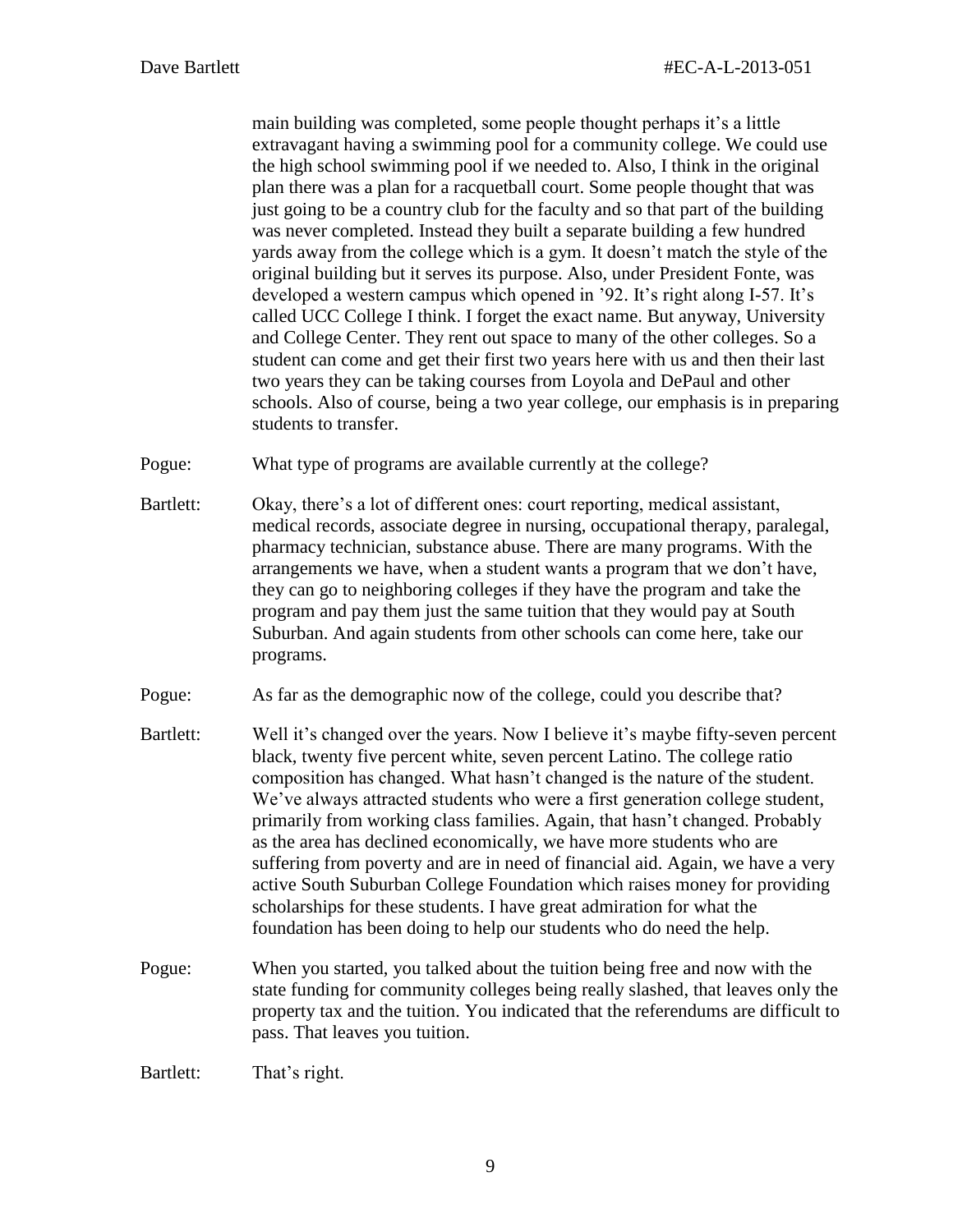main building was completed, some people thought perhaps it's a little extravagant having a swimming pool for a community college. We could use the high school swimming pool if we needed to. Also, I think in the original plan there was a plan for a racquetball court. Some people thought that was just going to be a country club for the faculty and so that part of the building was never completed. Instead they built a separate building a few hundred yards away from the college which is a gym. It doesn't match the style of the original building but it serves its purpose. Also, under President Fonte, was developed a western campus which opened in '92. It's right along I-57. It's called UCC College I think. I forget the exact name. But anyway, University and College Center. They rent out space to many of the other colleges. So a student can come and get their first two years here with us and then their last two years they can be taking courses from Loyola and DePaul and other schools. Also of course, being a two year college, our emphasis is in preparing students to transfer.

Pogue: What type of programs are available currently at the college?

Bartlett: Okay, there's a lot of different ones: court reporting, medical assistant, medical records, associate degree in nursing, occupational therapy, paralegal, pharmacy technician, substance abuse. There are many programs. With the arrangements we have, when a student wants a program that we don't have, they can go to neighboring colleges if they have the program and take the program and pay them just the same tuition that they would pay at South Suburban. And again students from other schools can come here, take our programs.

Pogue: As far as the demographic now of the college, could you describe that?

Bartlett: Well it's changed over the years. Now I believe it's maybe fifty-seven percent black, twenty five percent white, seven percent Latino. The college ratio composition has changed. What hasn't changed is the nature of the student. We've always attracted students who were a first generation college student, primarily from working class families. Again, that hasn't changed. Probably as the area has declined economically, we have more students who are suffering from poverty and are in need of financial aid. Again, we have a very active South Suburban College Foundation which raises money for providing scholarships for these students. I have great admiration for what the foundation has been doing to help our students who do need the help.

Pogue: When you started, you talked about the tuition being free and now with the state funding for community colleges being really slashed, that leaves only the property tax and the tuition. You indicated that the referendums are difficult to pass. That leaves you tuition.

Bartlett: That's right.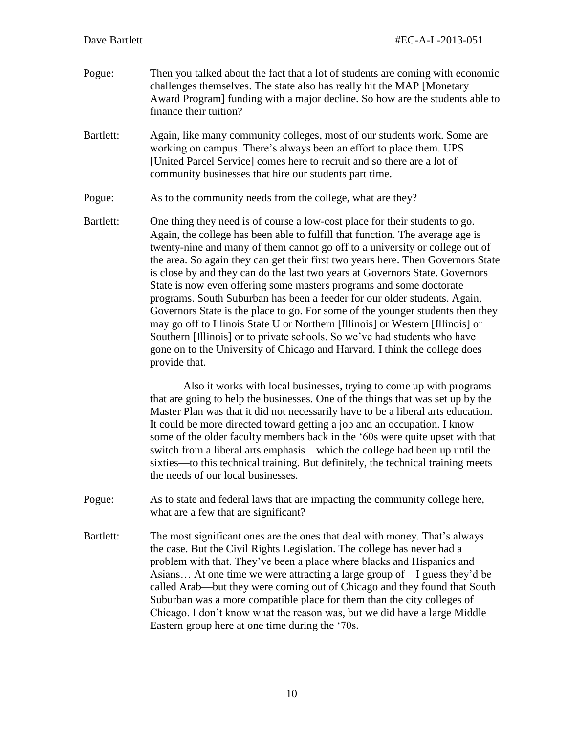Pogue: Then you talked about the fact that a lot of students are coming with economic challenges themselves. The state also has really hit the MAP [Monetary Award Program] funding with a major decline. So how are the students able to finance their tuition?

Bartlett: Again, like many community colleges, most of our students work. Some are working on campus. There's always been an effort to place them. UPS [United Parcel Service] comes here to recruit and so there are a lot of community businesses that hire our students part time.

Pogue: As to the community needs from the college, what are they?

Bartlett: One thing they need is of course a low-cost place for their students to go. Again, the college has been able to fulfill that function. The average age is twenty-nine and many of them cannot go off to a university or college out of the area. So again they can get their first two years here. Then Governors State is close by and they can do the last two years at Governors State. Governors State is now even offering some masters programs and some doctorate programs. South Suburban has been a feeder for our older students. Again, Governors State is the place to go. For some of the younger students then they may go off to Illinois State U or Northern [Illinois] or Western [Illinois] or Southern [Illinois] or to private schools. So we've had students who have gone on to the University of Chicago and Harvard. I think the college does provide that.

Also it works with local businesses, trying to come up with programs that are going to help the businesses. One of the things that was set up by the Master Plan was that it did not necessarily have to be a liberal arts education. It could be more directed toward getting a job and an occupation. I know some of the older faculty members back in the '60s were quite upset with that switch from a liberal arts emphasis—which the college had been up until the sixties—to this technical training. But definitely, the technical training meets the needs of our local businesses.

Pogue: As to state and federal laws that are impacting the community college here, what are a few that are significant?

Bartlett: The most significant ones are the ones that deal with money. That's always the case. But the Civil Rights Legislation. The college has never had a problem with that. They've been a place where blacks and Hispanics and Asians… At one time we were attracting a large group of—I guess they'd be called Arab—but they were coming out of Chicago and they found that South Suburban was a more compatible place for them than the city colleges of Chicago. I don't know what the reason was, but we did have a large Middle Eastern group here at one time during the '70s.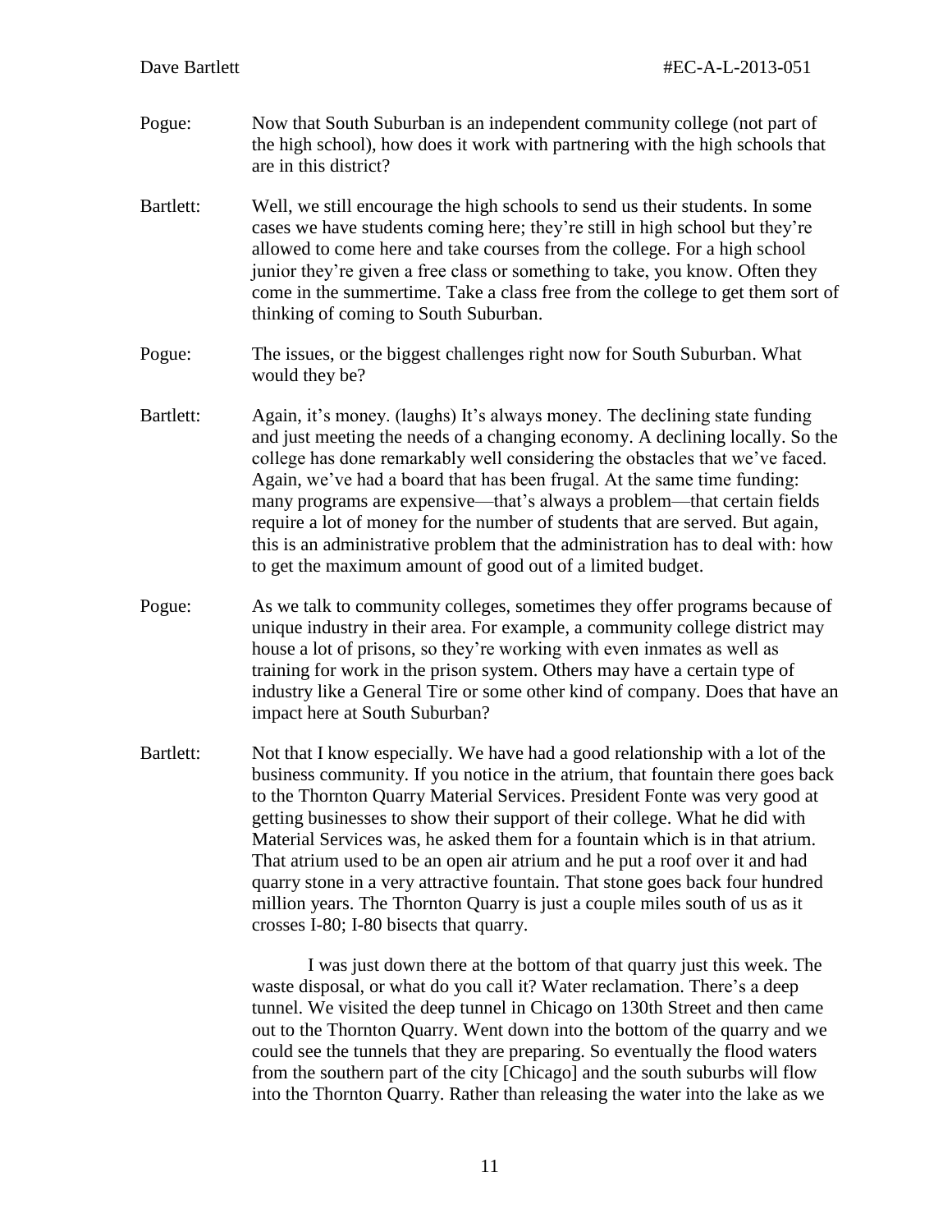Pogue: Now that South Suburban is an independent community college (not part of the high school), how does it work with partnering with the high schools that are in this district?

Bartlett: Well, we still encourage the high schools to send us their students. In some cases we have students coming here; they're still in high school but they're allowed to come here and take courses from the college. For a high school junior they're given a free class or something to take, you know. Often they come in the summertime. Take a class free from the college to get them sort of thinking of coming to South Suburban.

Pogue: The issues, or the biggest challenges right now for South Suburban. What would they be?

Bartlett: Again, it's money. (laughs) It's always money. The declining state funding and just meeting the needs of a changing economy. A declining locally. So the college has done remarkably well considering the obstacles that we've faced. Again, we've had a board that has been frugal. At the same time funding: many programs are expensive—that's always a problem—that certain fields require a lot of money for the number of students that are served. But again, this is an administrative problem that the administration has to deal with: how to get the maximum amount of good out of a limited budget.

Pogue: As we talk to community colleges, sometimes they offer programs because of unique industry in their area. For example, a community college district may house a lot of prisons, so they're working with even inmates as well as training for work in the prison system. Others may have a certain type of industry like a General Tire or some other kind of company. Does that have an impact here at South Suburban?

Bartlett: Not that I know especially. We have had a good relationship with a lot of the business community. If you notice in the atrium, that fountain there goes back to the Thornton Quarry Material Services. President Fonte was very good at getting businesses to show their support of their college. What he did with Material Services was, he asked them for a fountain which is in that atrium. That atrium used to be an open air atrium and he put a roof over it and had quarry stone in a very attractive fountain. That stone goes back four hundred million years. The Thornton Quarry is just a couple miles south of us as it crosses I-80; I-80 bisects that quarry.

I was just down there at the bottom of that quarry just this week. The waste disposal, or what do you call it? Water reclamation. There's a deep tunnel. We visited the deep tunnel in Chicago on 130th Street and then came out to the Thornton Quarry. Went down into the bottom of the quarry and we could see the tunnels that they are preparing. So eventually the flood waters from the southern part of the city [Chicago] and the south suburbs will flow into the Thornton Quarry. Rather than releasing the water into the lake as we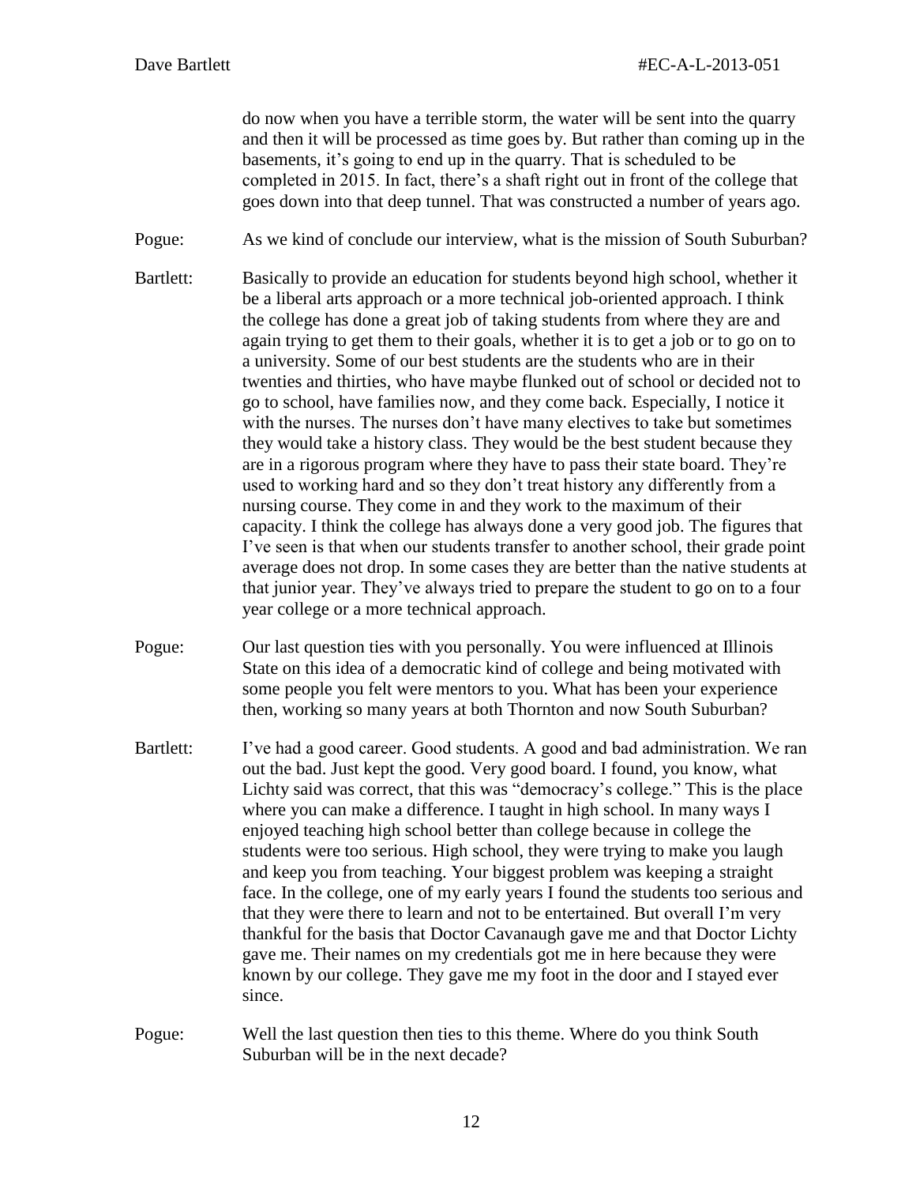do now when you have a terrible storm, the water will be sent into the quarry and then it will be processed as time goes by. But rather than coming up in the basements, it's going to end up in the quarry. That is scheduled to be completed in 2015. In fact, there's a shaft right out in front of the college that goes down into that deep tunnel. That was constructed a number of years ago.

Pogue: As we kind of conclude our interview, what is the mission of South Suburban?

Bartlett: Basically to provide an education for students beyond high school, whether it be a liberal arts approach or a more technical job-oriented approach. I think the college has done a great job of taking students from where they are and again trying to get them to their goals, whether it is to get a job or to go on to a university. Some of our best students are the students who are in their twenties and thirties, who have maybe flunked out of school or decided not to go to school, have families now, and they come back. Especially, I notice it with the nurses. The nurses don't have many electives to take but sometimes they would take a history class. They would be the best student because they are in a rigorous program where they have to pass their state board. They're used to working hard and so they don't treat history any differently from a nursing course. They come in and they work to the maximum of their capacity. I think the college has always done a very good job. The figures that I've seen is that when our students transfer to another school, their grade point average does not drop. In some cases they are better than the native students at that junior year. They've always tried to prepare the student to go on to a four year college or a more technical approach.

Pogue: Our last question ties with you personally. You were influenced at Illinois State on this idea of a democratic kind of college and being motivated with some people you felt were mentors to you. What has been your experience then, working so many years at both Thornton and now South Suburban?

Bartlett: I've had a good career. Good students. A good and bad administration. We ran out the bad. Just kept the good. Very good board. I found, you know, what Lichty said was correct, that this was "democracy's college." This is the place where you can make a difference. I taught in high school. In many ways I enjoyed teaching high school better than college because in college the students were too serious. High school, they were trying to make you laugh and keep you from teaching. Your biggest problem was keeping a straight face. In the college, one of my early years I found the students too serious and that they were there to learn and not to be entertained. But overall I'm very thankful for the basis that Doctor Cavanaugh gave me and that Doctor Lichty gave me. Their names on my credentials got me in here because they were known by our college. They gave me my foot in the door and I stayed ever since.

Pogue: Well the last question then ties to this theme. Where do you think South Suburban will be in the next decade?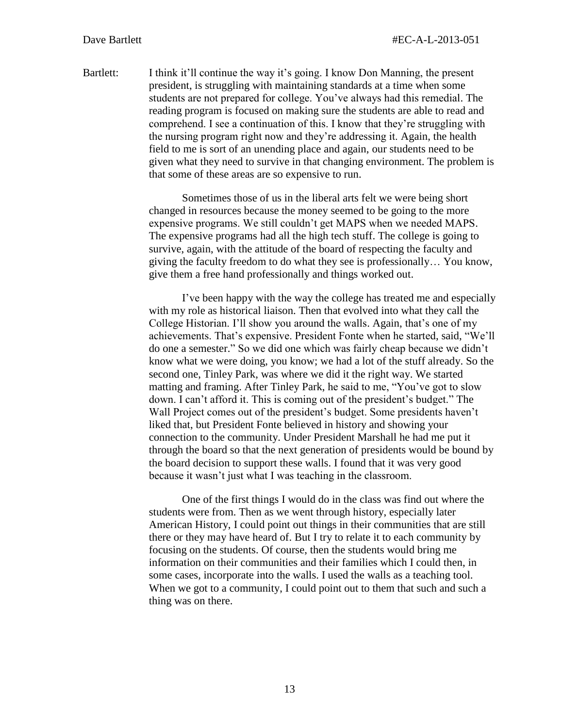Bartlett: I think it'll continue the way it's going. I know Don Manning, the present president, is struggling with maintaining standards at a time when some students are not prepared for college. You've always had this remedial. The reading program is focused on making sure the students are able to read and comprehend. I see a continuation of this. I know that they're struggling with the nursing program right now and they're addressing it. Again, the health field to me is sort of an unending place and again, our students need to be given what they need to survive in that changing environment. The problem is that some of these areas are so expensive to run.

Sometimes those of us in the liberal arts felt we were being short changed in resources because the money seemed to be going to the more expensive programs. We still couldn't get MAPS when we needed MAPS. The expensive programs had all the high tech stuff. The college is going to survive, again, with the attitude of the board of respecting the faculty and giving the faculty freedom to do what they see is professionally… You know, give them a free hand professionally and things worked out.

I've been happy with the way the college has treated me and especially with my role as historical liaison. Then that evolved into what they call the College Historian. I'll show you around the walls. Again, that's one of my achievements. That's expensive. President Fonte when he started, said, "We'll do one a semester." So we did one which was fairly cheap because we didn't know what we were doing, you know; we had a lot of the stuff already. So the second one, Tinley Park, was where we did it the right way. We started matting and framing. After Tinley Park, he said to me, "You've got to slow down. I can't afford it. This is coming out of the president's budget." The Wall Project comes out of the president's budget. Some presidents haven't liked that, but President Fonte believed in history and showing your connection to the community. Under President Marshall he had me put it through the board so that the next generation of presidents would be bound by the board decision to support these walls. I found that it was very good because it wasn't just what I was teaching in the classroom.

One of the first things I would do in the class was find out where the students were from. Then as we went through history, especially later American History, I could point out things in their communities that are still there or they may have heard of. But I try to relate it to each community by focusing on the students. Of course, then the students would bring me information on their communities and their families which I could then, in some cases, incorporate into the walls. I used the walls as a teaching tool. When we got to a community, I could point out to them that such and such a thing was on there.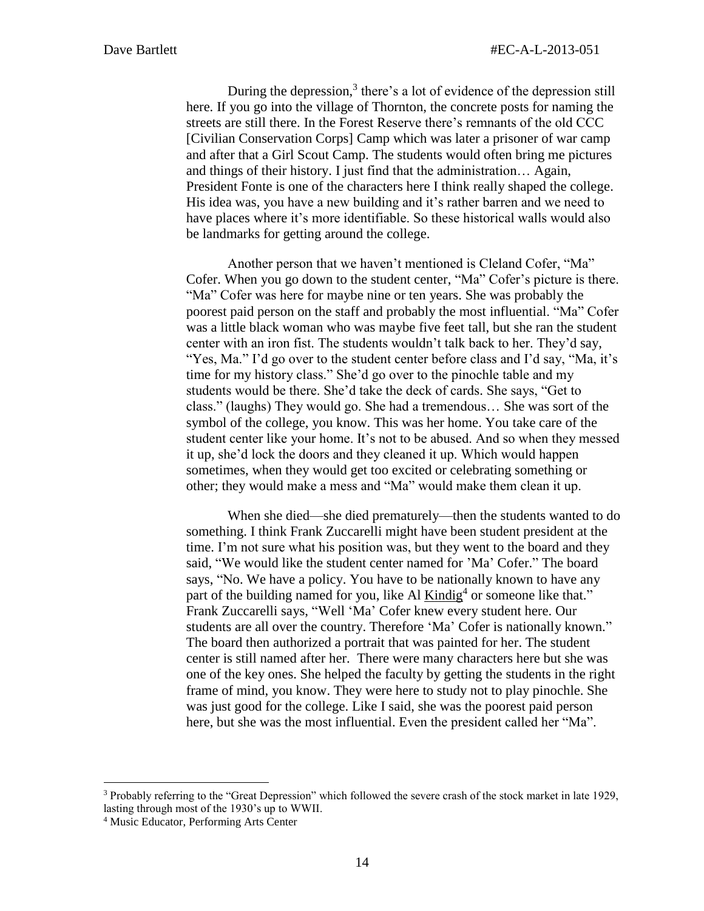During the depression,[3] there's a lot of evidence of the depression still here. If you go into the village of Thornton, the concrete posts for naming the streets are still there. In the Forest Reserve there's remnants of the old CCC [Civilian Conservation Corps] Camp which was later a prisoner of war camp and after that a Girl Scout Camp. The students would often bring me pictures and things of their history. I just find that the administration… Again, President Fonte is one of the characters here I think really shaped the college. His idea was, you have a new building and it's rather barren and we need to have places where it's more identifiable. So these historical walls would also be landmarks for getting around the college.

Another person that we haven't mentioned is Cleland Cofer, "Ma" Cofer. When you go down to the student center, "Ma" Cofer's picture is there. "Ma" Cofer was here for maybe nine or ten years. She was probably the poorest paid person on the staff and probably the most influential. "Ma" Cofer was a little black woman who was maybe five feet tall, but she ran the student center with an iron fist. The students wouldn't talk back to her. They'd say, "Yes, Ma." I'd go over to the student center before class and I'd say, "Ma, it's time for my history class." She'd go over to the pinochle table and my students would be there. She'd take the deck of cards. She says, "Get to class." (laughs) They would go. She had a tremendous… She was sort of the symbol of the college, you know. This was her home. You take care of the student center like your home. It's not to be abused. And so when they messed it up, she'd lock the doors and they cleaned it up. Which would happen sometimes, when they would get too excited or celebrating something or other; they would make a mess and "Ma" would make them clean it up.

When she died—she died prematurely—then the students wanted to do something. I think Frank Zuccarelli might have been student president at the time. I'm not sure what his position was, but they went to the board and they said, "We would like the student center named for 'Ma' Cofer." The board says, "No. We have a policy. You have to be nationally known to have any part of the building named for you, like Al Kindig[4] or someone like that." Frank Zuccarelli says, "Well 'Ma' Cofer knew every student here. Our students are all over the country. Therefore 'Ma' Cofer is nationally known." The board then authorized a portrait that was painted for her. The student center is still named after her. There were many characters here but she was one of the key ones. She helped the faculty by getting the students in the right frame of mind, you know. They were here to study not to play pinochle. She was just good for the college. Like I said, she was the poorest paid person here, but she was the most influential. Even the president called her "Ma".

---

[3] Probably referring to the "Great Depression" which followed the severe crash of the stock market in late 1929, lasting through most of the 1930's up to WWII.

[4] Music Educator, Performing Arts Center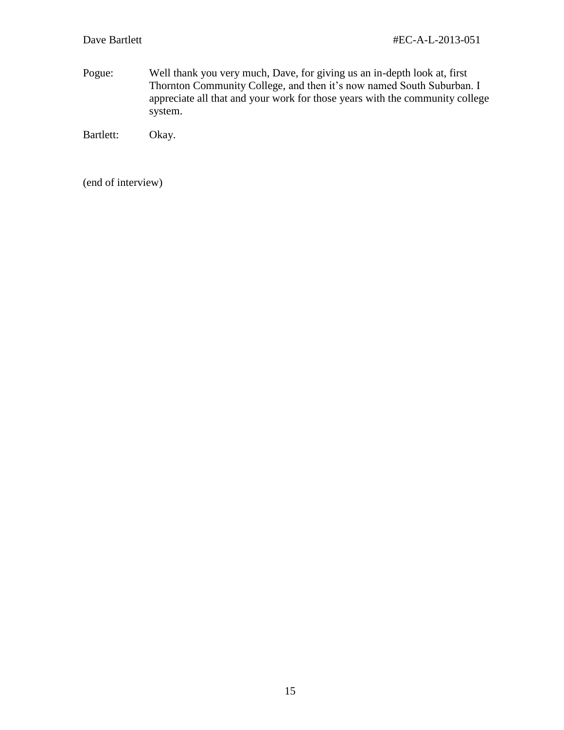Pogue: Well thank you very much, Dave, for giving us an in-depth look at, first Thornton Community College, and then it's now named South Suburban. I appreciate all that and your work for those years with the community college system.

Bartlett: Okay.

(end of interview)